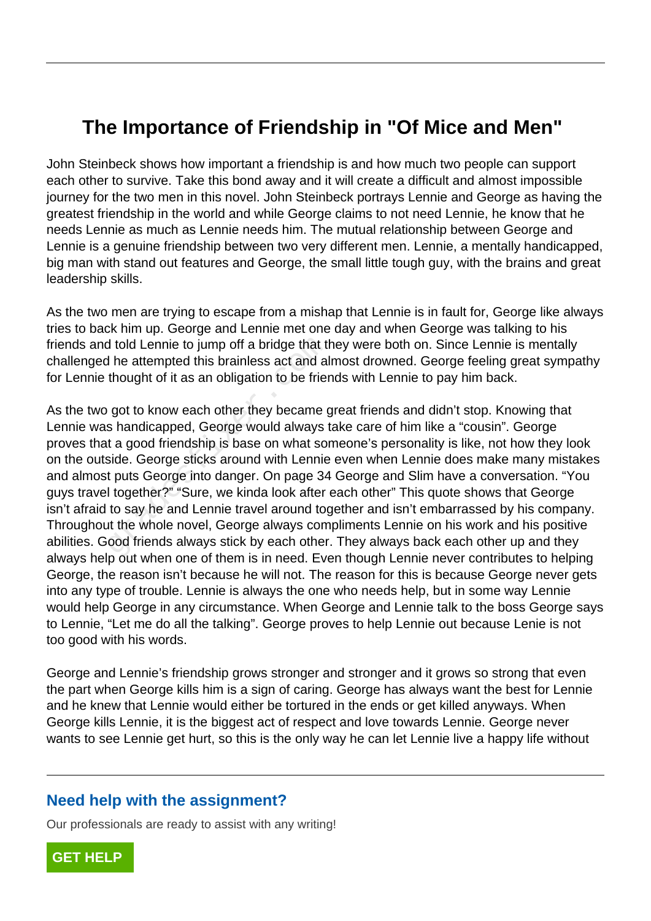# The Importance of Friendship in "Of Mice and Men"

John Steinbeck shows how important a friendship is and how much two people can support each other to survive. Take this bond away and it will create a difficult and almost impossible journey for the two men in this novel. John Steinbeck portrays Lennie and George as having the greatest friendship in the world and while George claims to not need Lennie, he know that he needs Lennie as much as Lennie needs him. The mutual relationship between George and Lennie is a genuine friendship between two very different men. Lennie, a mentally handicapped, big man with stand out features and George, the small little tough guy, with the brains and great leadership skills.

As the two men are trying to escape from a mishap that Lennie is in fault for, George like always tries to back him up. George and Lennie met one day and when George was talking to his friends and told Lennie to jump off a bridge that they were both on. Since Lennie is mentally challenged he attempted this brainless act and almost drowned. George feeling great sympathy for Lennie thought of it as an obligation to be friends with Lennie to pay him back.

As the two got to know each other they became great friends and didn't stop. Knowing that Lennie was handicapped, George would always take care of him like a "cousin". George proves that a good friendship is base on what someone's personality is like, not how they look on the outside. George sticks around with Lennie even when Lennie does make many mistakes and almost puts George into danger. On page 34 George and Slim have a conversation. "You guys travel together?" "Sure, we kinda look after each other" This quote shows that George isn't afraid to say he and Lennie travel around together and isn't embarrassed by his company. Throughout the whole novel, George always compliments Lennie on his work and his positive abilities. Good friends always stick by each other. They always back each other up and they always help out when one of them is in need. Even though Lennie never contributes to helping George, the reason isn't because he will not. The reason for this is because George never gets into any type of trouble. Lennie is always the one who needs help, but in some way Lennie would help George in any circumstance. When George and Lennie talk to the boss George says to Lennie, "Let me do all the talking". George proves to help Lennie out because Lenie is not too good with his words.

George and Lennie's friendship grows stronger and stronger and it grows so strong that even the part when George kills him is a sign of caring. George has always want the best for Lennie and he knew that Lennie would either be tortured in the ends or get killed anyways. When George kills Lennie, it is the biggest act of respect and love towards Lennie. George never wants to see Lennie get hurt, so this is the only way he can let Lennie live a happy life without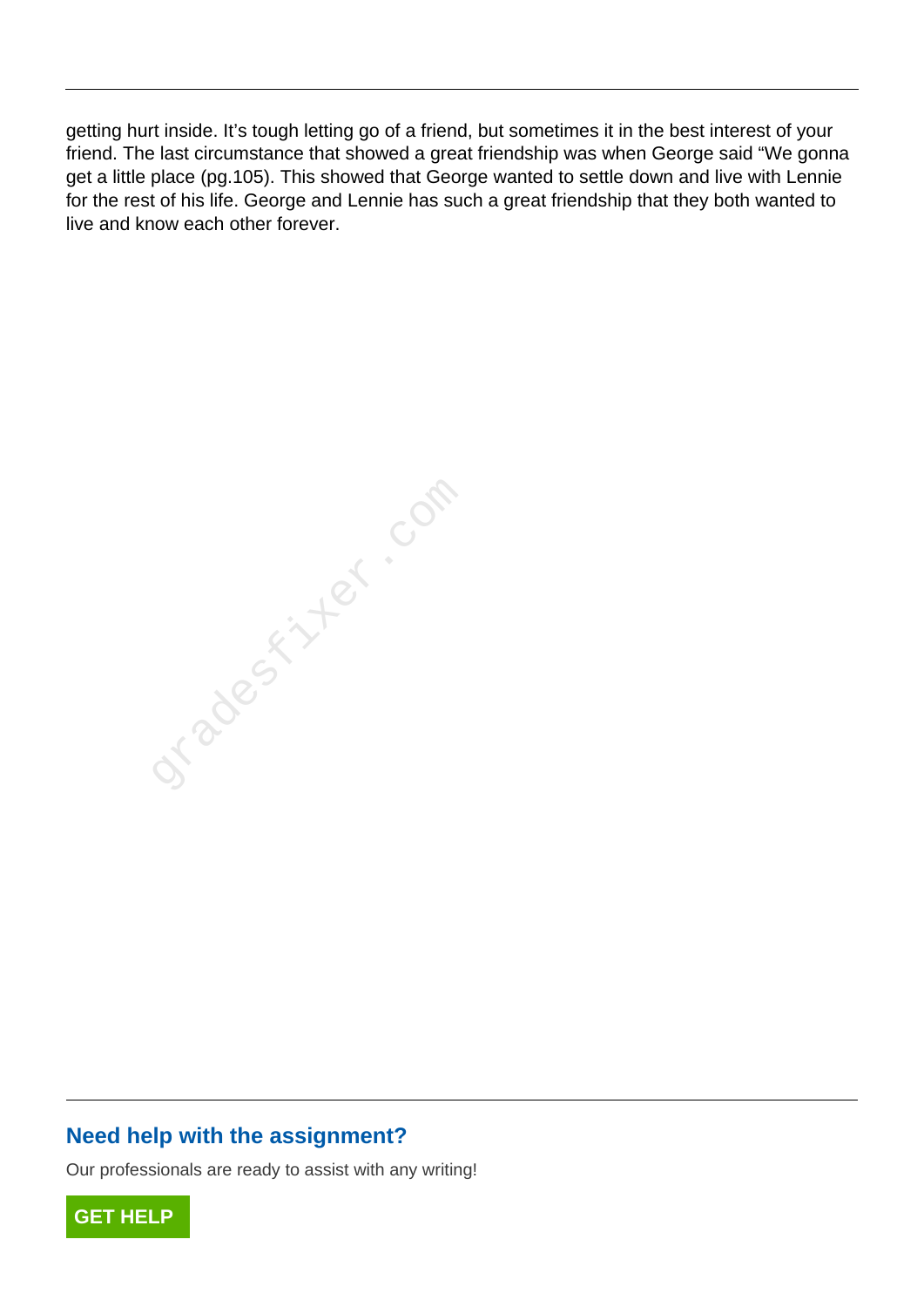getting hurt inside. It's tough letting go of a friend, but sometimes it in the best interest of your friend. The last circumstance that showed a great friendship was when George said "We gonna get a little place (pg.105). This showed that George wanted to settle down and live with Lennie for the rest of his life. George and Lennie has such a great friendship that they both wanted to live and know each other forever.